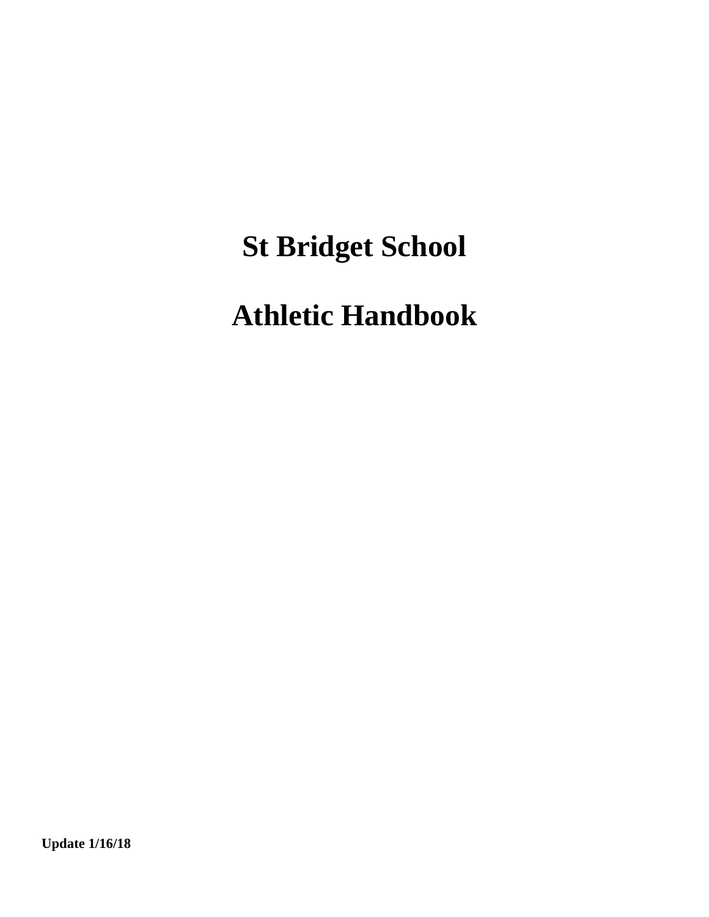# St Bridget School

# Athletic Handbook

**Update 1/16/18**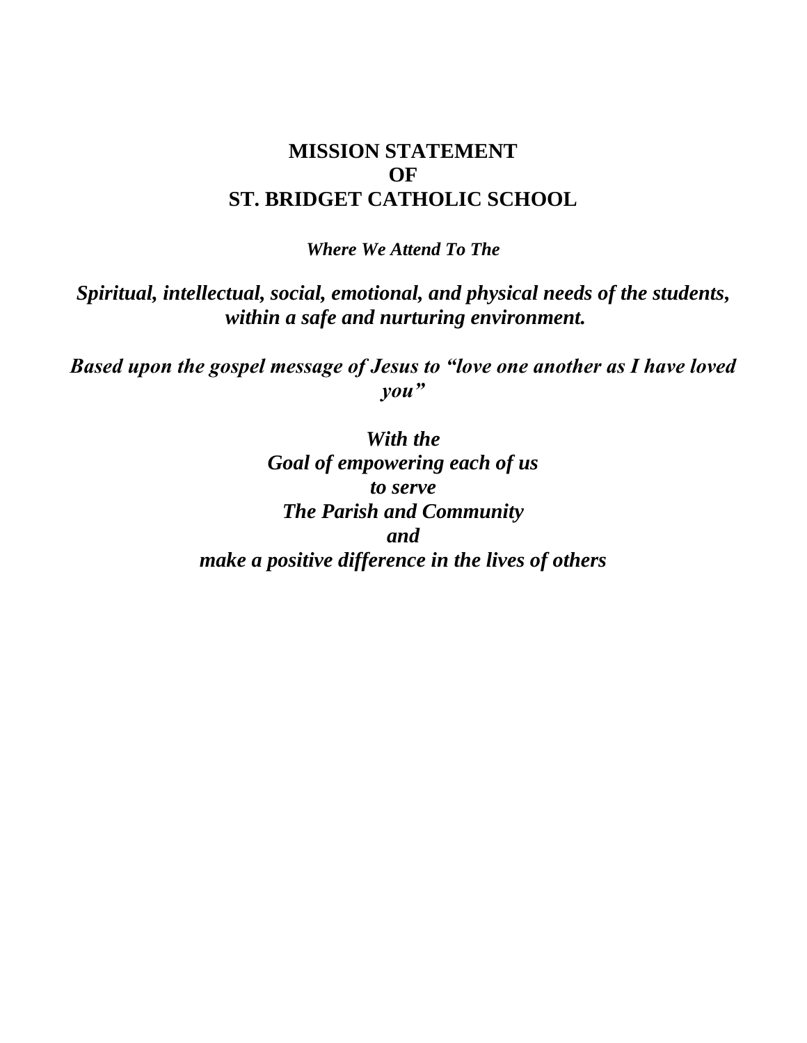# MISSION STATEMENT OF ST. BRIDGET CATHOLIC SCHOOL

***Where We Attend To The***

***Spiritual, intellectual, social, emotional, and physical needs of the students, within a safe and nurturing environment.***

***Based upon the gospel message of Jesus to "love one another as I have loved you"***

***With the***
***Goal of empowering each of us***
***to serve***
***The Parish and Community***
***and***
***make a positive difference in the lives of others***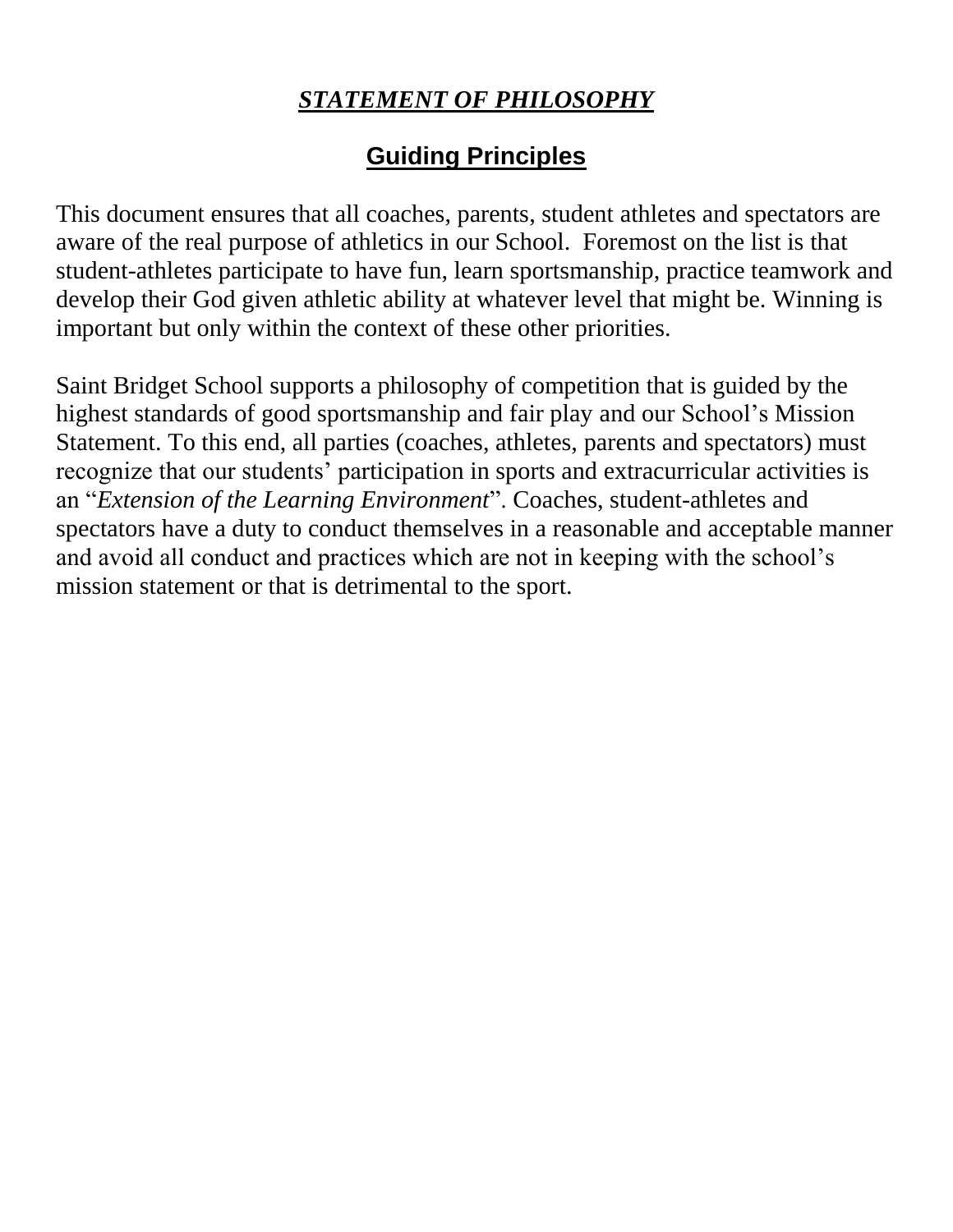# ***STATEMENT OF PHILOSOPHY***

## **Guiding Principles**

This document ensures that all coaches, parents, student athletes and spectators are aware of the real purpose of athletics in our School. Foremost on the list is that student-athletes participate to have fun, learn sportsmanship, practice teamwork and develop their God given athletic ability at whatever level that might be. Winning is important but only within the context of these other priorities.

Saint Bridget School supports a philosophy of competition that is guided by the highest standards of good sportsmanship and fair play and our School's Mission Statement. To this end, all parties (coaches, athletes, parents and spectators) must recognize that our students' participation in sports and extracurricular activities is an "*Extension of the Learning Environment*". Coaches, student-athletes and spectators have a duty to conduct themselves in a reasonable and acceptable manner and avoid all conduct and practices which are not in keeping with the school's mission statement or that is detrimental to the sport.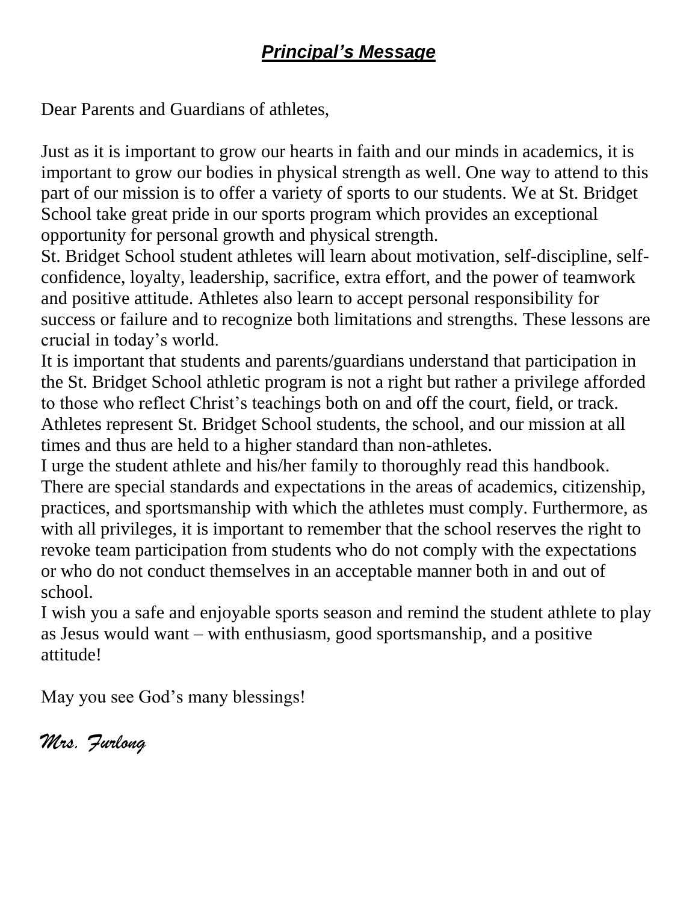## ***Principal's Message***

Dear Parents and Guardians of athletes,

Just as it is important to grow our hearts in faith and our minds in academics, it is important to grow our bodies in physical strength as well. One way to attend to this part of our mission is to offer a variety of sports to our students. We at St. Bridget School take great pride in our sports program which provides an exceptional opportunity for personal growth and physical strength.

St. Bridget School student athletes will learn about motivation, self-discipline, self-confidence, loyalty, leadership, sacrifice, extra effort, and the power of teamwork and positive attitude. Athletes also learn to accept personal responsibility for success or failure and to recognize both limitations and strengths. These lessons are crucial in today's world.

It is important that students and parents/guardians understand that participation in the St. Bridget School athletic program is not a right but rather a privilege afforded to those who reflect Christ's teachings both on and off the court, field, or track. Athletes represent St. Bridget School students, the school, and our mission at all times and thus are held to a higher standard than non-athletes.

I urge the student athlete and his/her family to thoroughly read this handbook. There are special standards and expectations in the areas of academics, citizenship, practices, and sportsmanship with which the athletes must comply. Furthermore, as with all privileges, it is important to remember that the school reserves the right to revoke team participation from students who do not comply with the expectations or who do not conduct themselves in an acceptable manner both in and out of school.

I wish you a safe and enjoyable sports season and remind the student athlete to play as Jesus would want – with enthusiasm, good sportsmanship, and a positive attitude!

May you see God's many blessings!

*Mrs. Furlong*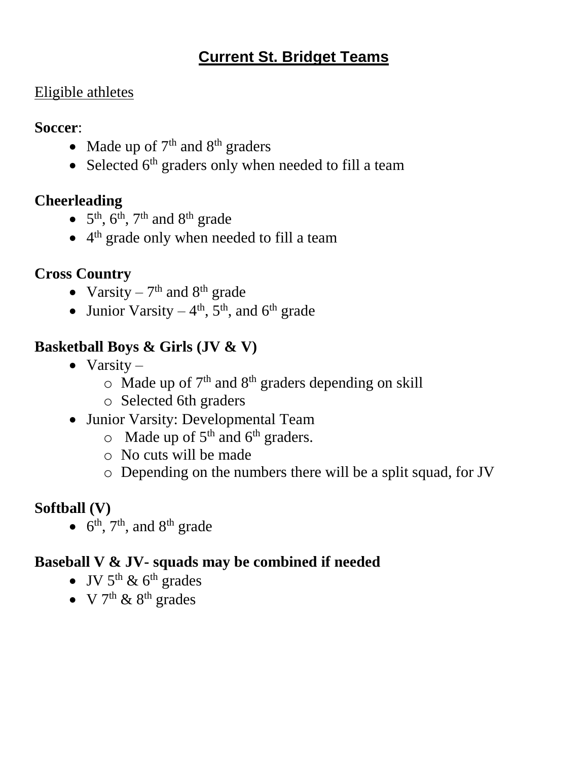# Current St. Bridget Teams

Eligible athletes

**Soccer**:

- Made up of 7th and 8th graders
- Selected 6th graders only when needed to fill a team

**Cheerleading**

- 5th, 6th, 7th and 8th grade
- 4th grade only when needed to fill a team

**Cross Country**

- Varsity – 7th and 8th grade
- Junior Varsity – 4th, 5th, and 6th grade

**Basketball Boys & Girls (JV & V)**

- Varsity –
  - Made up of 7th and 8th graders depending on skill
  - Selected 6th graders
- Junior Varsity: Developmental Team
  - Made up of 5th and 6th graders.
  - No cuts will be made
  - Depending on the numbers there will be a split squad, for JV

**Softball (V)**

- 6th, 7th, and 8th grade

**Baseball V & JV- squads may be combined if needed**

- JV 5th & 6th grades
- V 7th & 8th grades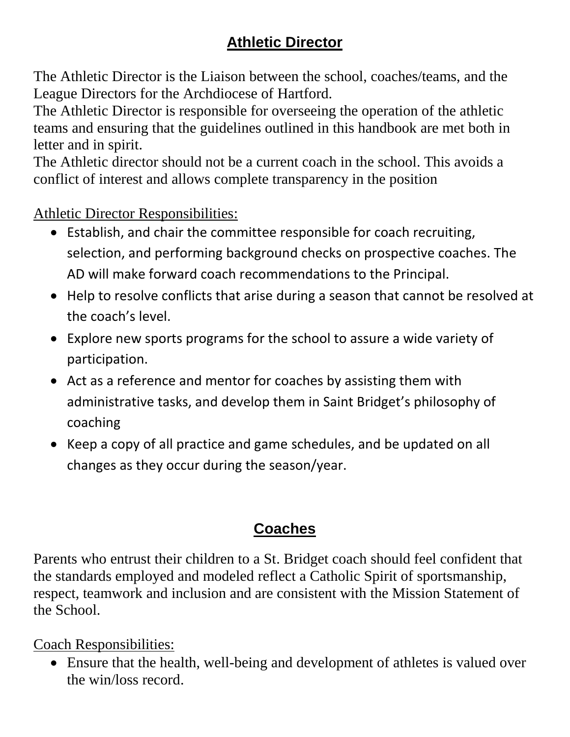## Athletic Director

The Athletic Director is the Liaison between the school, coaches/teams, and the League Directors for the Archdiocese of Hartford.
The Athletic Director is responsible for overseeing the operation of the athletic teams and ensuring that the guidelines outlined in this handbook are met both in letter and in spirit.
The Athletic director should not be a current coach in the school. This avoids a conflict of interest and allows complete transparency in the position

Athletic Director Responsibilities:

- Establish, and chair the committee responsible for coach recruiting, selection, and performing background checks on prospective coaches. The AD will make forward coach recommendations to the Principal.
- Help to resolve conflicts that arise during a season that cannot be resolved at the coach's level.
- Explore new sports programs for the school to assure a wide variety of participation.
- Act as a reference and mentor for coaches by assisting them with administrative tasks, and develop them in Saint Bridget's philosophy of coaching
- Keep a copy of all practice and game schedules, and be updated on all changes as they occur during the season/year.

## Coaches

Parents who entrust their children to a St. Bridget coach should feel confident that the standards employed and modeled reflect a Catholic Spirit of sportsmanship, respect, teamwork and inclusion and are consistent with the Mission Statement of the School.

Coach Responsibilities:

- Ensure that the health, well-being and development of athletes is valued over the win/loss record.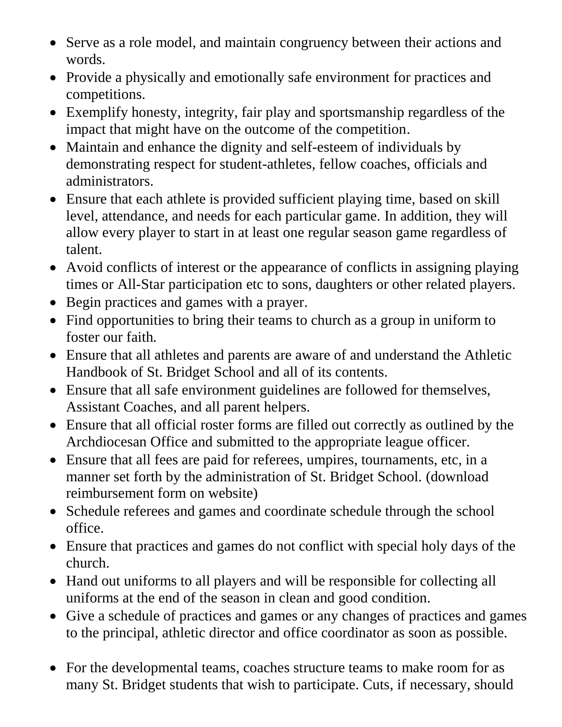- Serve as a role model, and maintain congruency between their actions and words.
- Provide a physically and emotionally safe environment for practices and competitions.
- Exemplify honesty, integrity, fair play and sportsmanship regardless of the impact that might have on the outcome of the competition.
- Maintain and enhance the dignity and self-esteem of individuals by demonstrating respect for student-athletes, fellow coaches, officials and administrators.
- Ensure that each athlete is provided sufficient playing time, based on skill level, attendance, and needs for each particular game. In addition, they will allow every player to start in at least one regular season game regardless of talent.
- Avoid conflicts of interest or the appearance of conflicts in assigning playing times or All-Star participation etc to sons, daughters or other related players.
- Begin practices and games with a prayer.
- Find opportunities to bring their teams to church as a group in uniform to foster our faith.
- Ensure that all athletes and parents are aware of and understand the Athletic Handbook of St. Bridget School and all of its contents.
- Ensure that all safe environment guidelines are followed for themselves, Assistant Coaches, and all parent helpers.
- Ensure that all official roster forms are filled out correctly as outlined by the Archdiocesan Office and submitted to the appropriate league officer.
- Ensure that all fees are paid for referees, umpires, tournaments, etc, in a manner set forth by the administration of St. Bridget School. (download reimbursement form on website)
- Schedule referees and games and coordinate schedule through the school office.
- Ensure that practices and games do not conflict with special holy days of the church.
- Hand out uniforms to all players and will be responsible for collecting all uniforms at the end of the season in clean and good condition.
- Give a schedule of practices and games or any changes of practices and games to the principal, athletic director and office coordinator as soon as possible.

- For the developmental teams, coaches structure teams to make room for as many St. Bridget students that wish to participate. Cuts, if necessary, should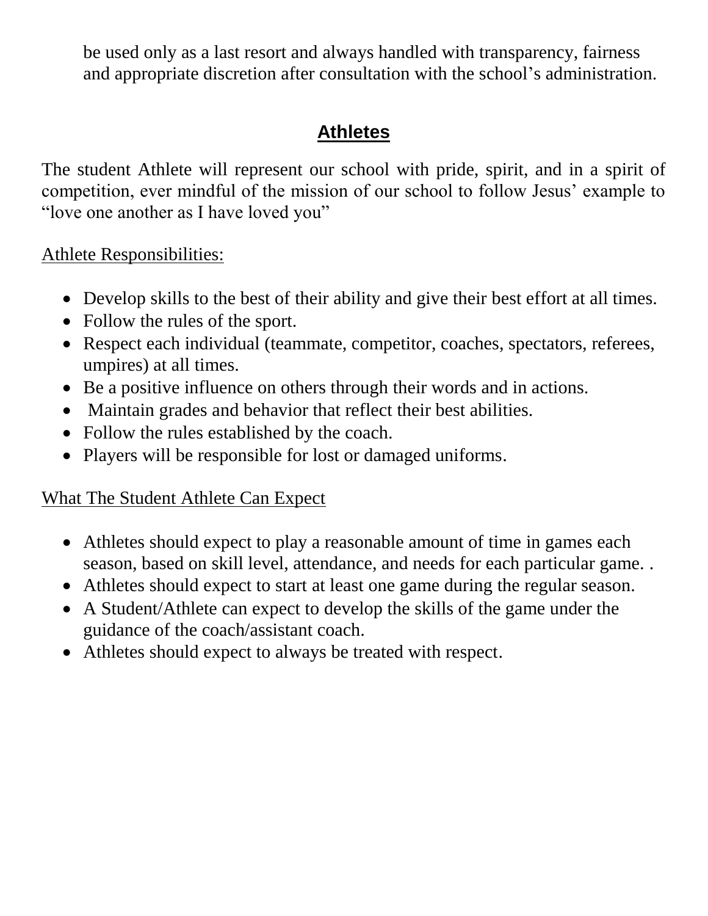be used only as a last resort and always handled with transparency, fairness and appropriate discretion after consultation with the school's administration.

## Athletes

The student Athlete will represent our school with pride, spirit, and in a spirit of competition, ever mindful of the mission of our school to follow Jesus' example to "love one another as I have loved you"

Athlete Responsibilities:

- Develop skills to the best of their ability and give their best effort at all times.
- Follow the rules of the sport.
- Respect each individual (teammate, competitor, coaches, spectators, referees, umpires) at all times.
- Be a positive influence on others through their words and in actions.
- Maintain grades and behavior that reflect their best abilities.
- Follow the rules established by the coach.
- Players will be responsible for lost or damaged uniforms.

What The Student Athlete Can Expect

- Athletes should expect to play a reasonable amount of time in games each season, based on skill level, attendance, and needs for each particular game. .
- Athletes should expect to start at least one game during the regular season.
- A Student/Athlete can expect to develop the skills of the game under the guidance of the coach/assistant coach.
- Athletes should expect to always be treated with respect.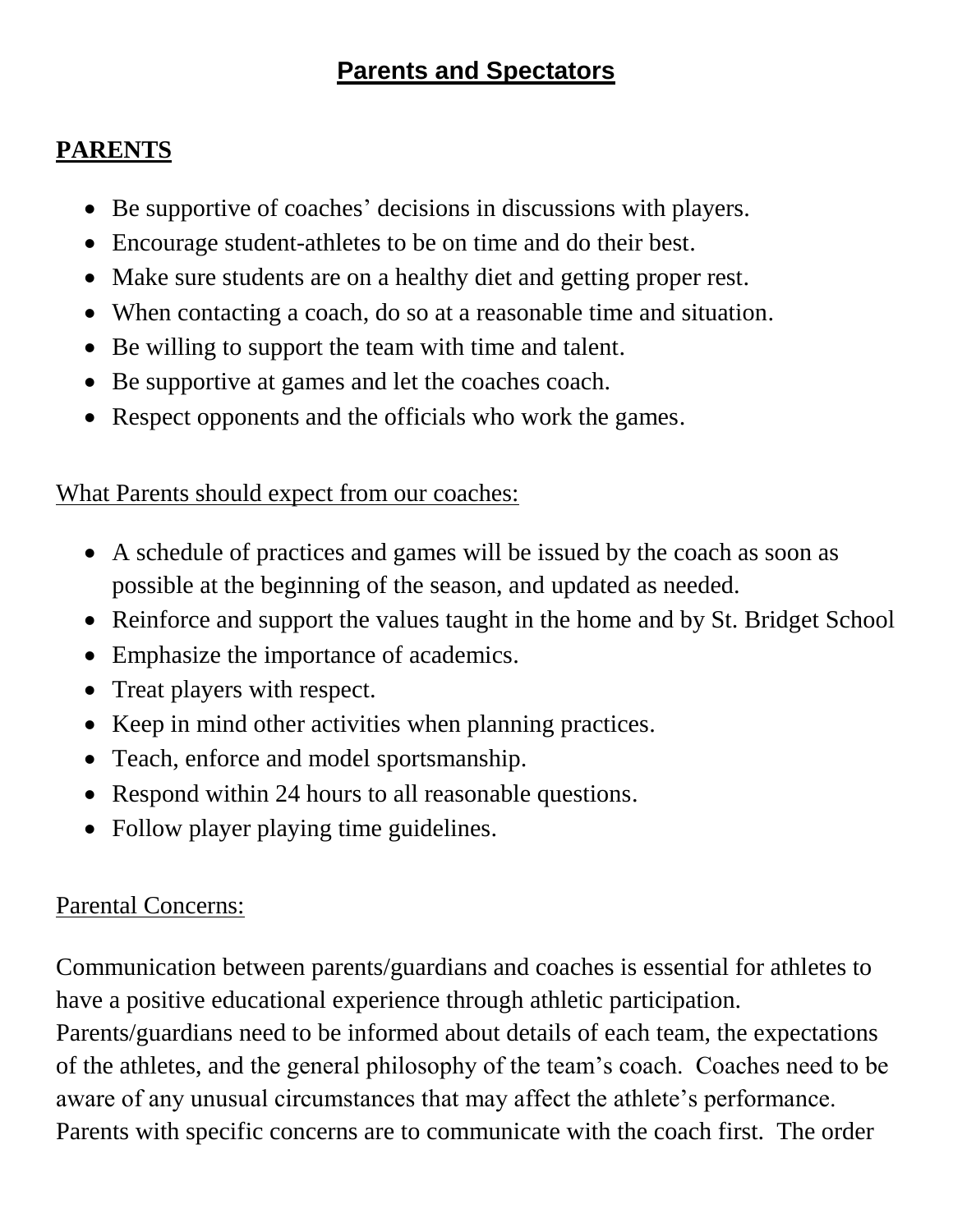# Parents and Spectators

## PARENTS

- Be supportive of coaches' decisions in discussions with players.
- Encourage student-athletes to be on time and do their best.
- Make sure students are on a healthy diet and getting proper rest.
- When contacting a coach, do so at a reasonable time and situation.
- Be willing to support the team with time and talent.
- Be supportive at games and let the coaches coach.
- Respect opponents and the officials who work the games.

What Parents should expect from our coaches:

- A schedule of practices and games will be issued by the coach as soon as possible at the beginning of the season, and updated as needed.
- Reinforce and support the values taught in the home and by St. Bridget School
- Emphasize the importance of academics.
- Treat players with respect.
- Keep in mind other activities when planning practices.
- Teach, enforce and model sportsmanship.
- Respond within 24 hours to all reasonable questions.
- Follow player playing time guidelines.

Parental Concerns:

Communication between parents/guardians and coaches is essential for athletes to have a positive educational experience through athletic participation. Parents/guardians need to be informed about details of each team, the expectations of the athletes, and the general philosophy of the team's coach. Coaches need to be aware of any unusual circumstances that may affect the athlete's performance. Parents with specific concerns are to communicate with the coach first. The order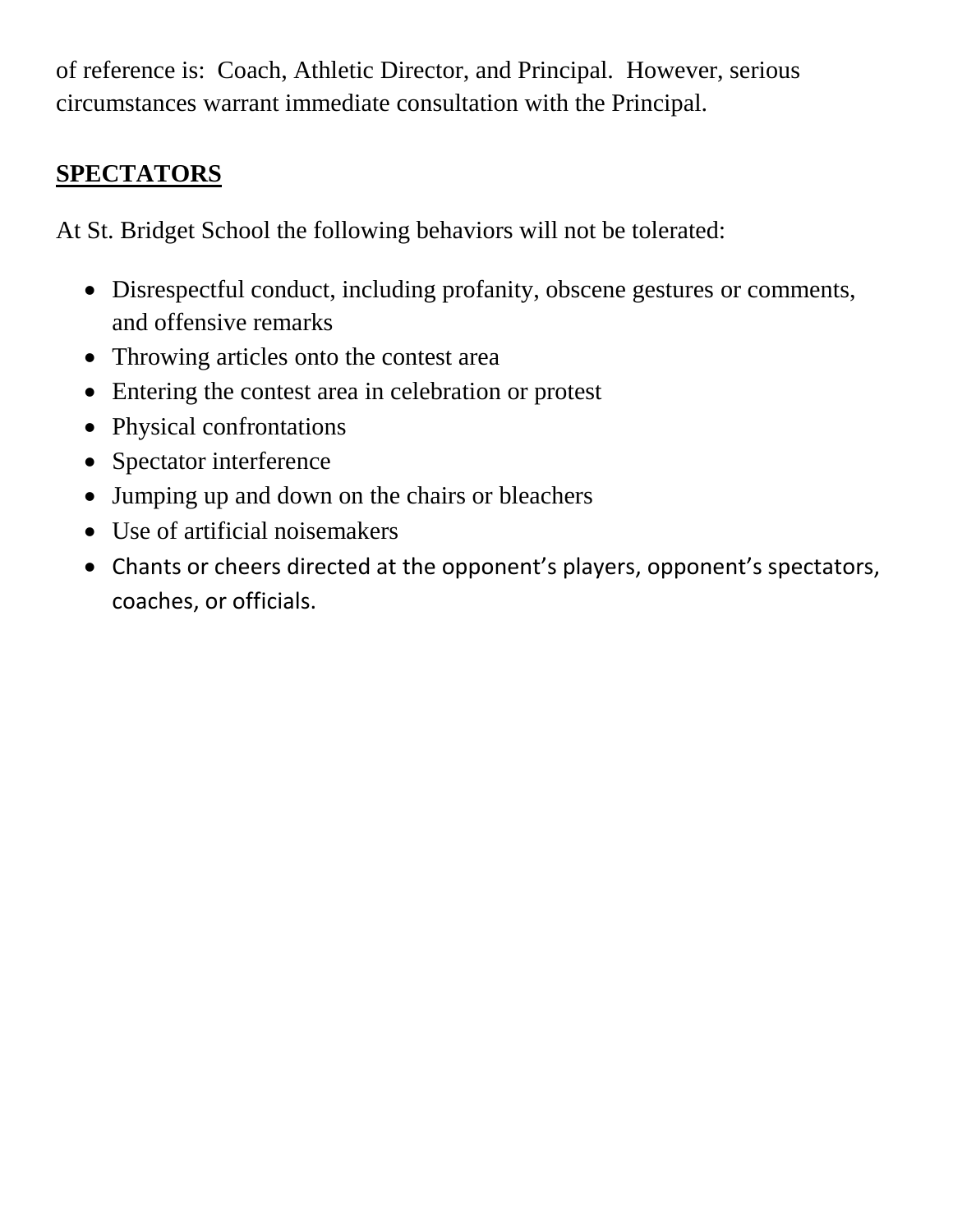of reference is:  Coach, Athletic Director, and Principal.  However, serious circumstances warrant immediate consultation with the Principal.

## SPECTATORS

At St. Bridget School the following behaviors will not be tolerated:

- Disrespectful conduct, including profanity, obscene gestures or comments, and offensive remarks
- Throwing articles onto the contest area
- Entering the contest area in celebration or protest
- Physical confrontations
- Spectator interference
- Jumping up and down on the chairs or bleachers
- Use of artificial noisemakers
- Chants or cheers directed at the opponent’s players, opponent’s spectators, coaches, or officials.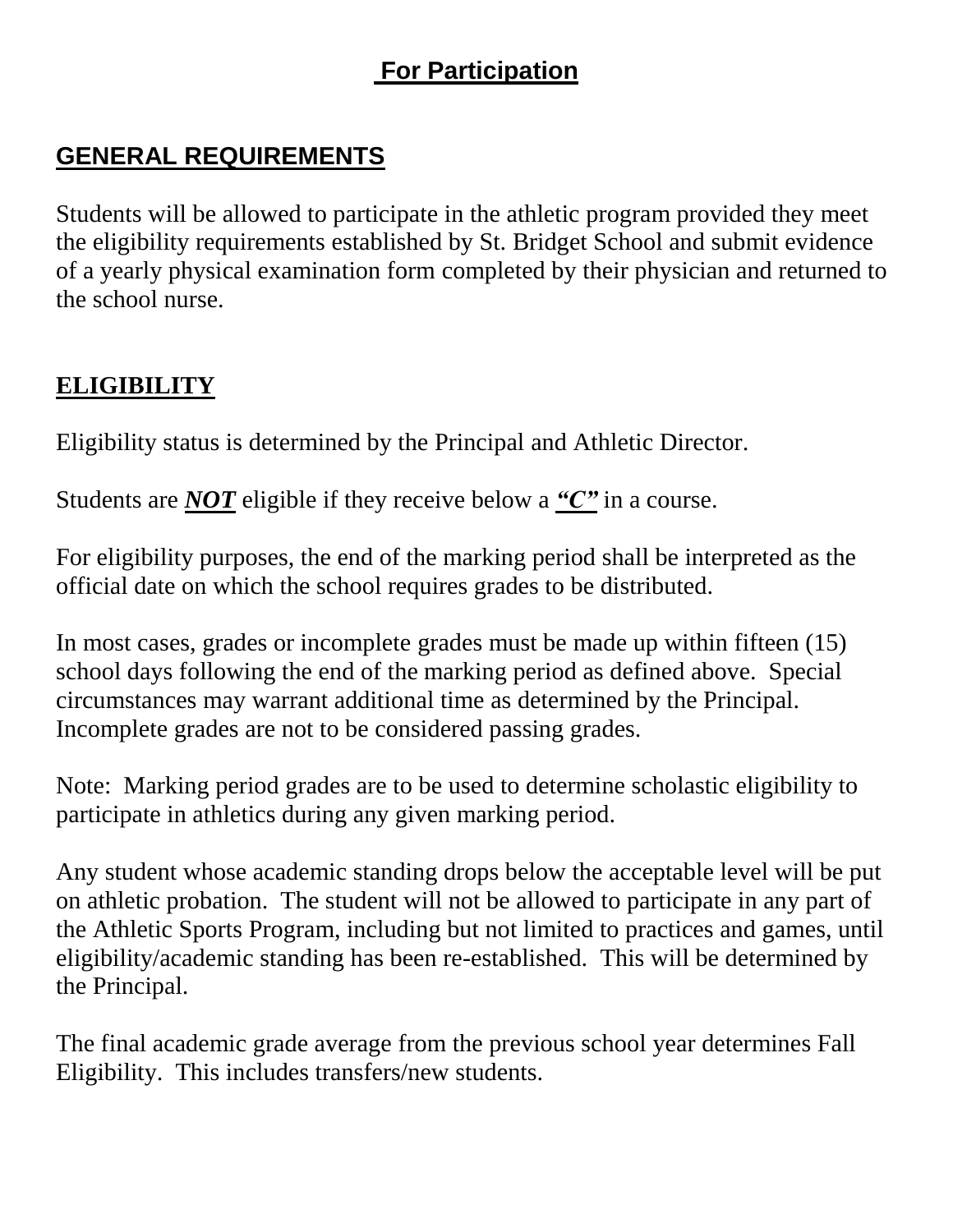## For Participation

## GENERAL REQUIREMENTS

Students will be allowed to participate in the athletic program provided they meet the eligibility requirements established by St. Bridget School and submit evidence of a yearly physical examination form completed by their physician and returned to the school nurse.

## ELIGIBILITY

Eligibility status is determined by the Principal and Athletic Director.

Students are ***NOT*** eligible if they receive below a ***"C"*** in a course.

For eligibility purposes, the end of the marking period shall be interpreted as the official date on which the school requires grades to be distributed.

In most cases, grades or incomplete grades must be made up within fifteen (15) school days following the end of the marking period as defined above. Special circumstances may warrant additional time as determined by the Principal. Incomplete grades are not to be considered passing grades.

Note: Marking period grades are to be used to determine scholastic eligibility to participate in athletics during any given marking period.

Any student whose academic standing drops below the acceptable level will be put on athletic probation. The student will not be allowed to participate in any part of the Athletic Sports Program, including but not limited to practices and games, until eligibility/academic standing has been re-established. This will be determined by the Principal.

The final academic grade average from the previous school year determines Fall Eligibility. This includes transfers/new students.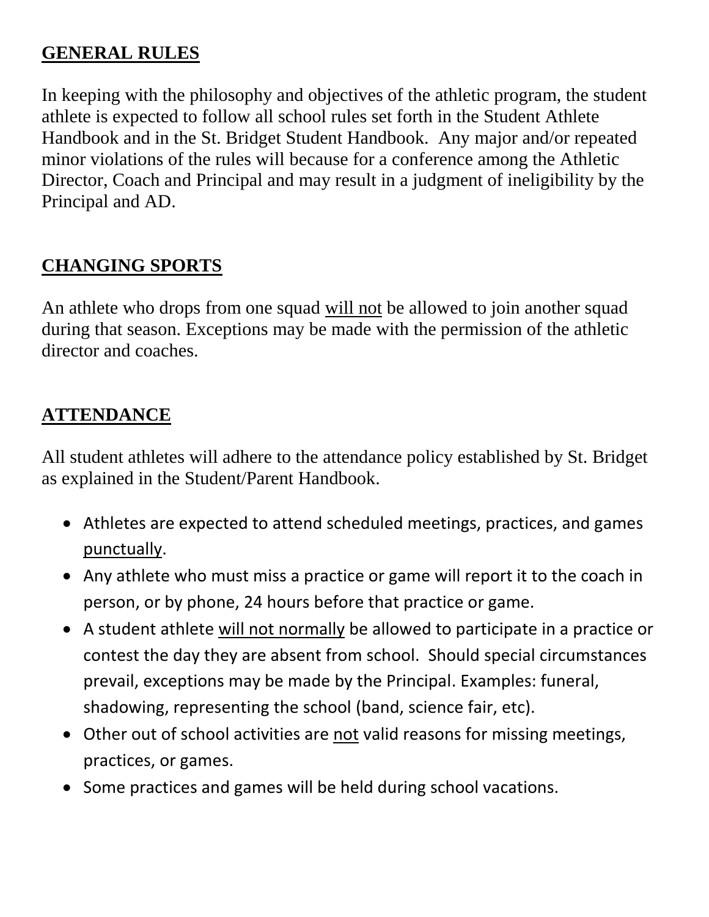## GENERAL RULES

In keeping with the philosophy and objectives of the athletic program, the student athlete is expected to follow all school rules set forth in the Student Athlete Handbook and in the St. Bridget Student Handbook. Any major and/or repeated minor violations of the rules will because for a conference among the Athletic Director, Coach and Principal and may result in a judgment of ineligibility by the Principal and AD.

## CHANGING SPORTS

An athlete who drops from one squad <u>will not</u> be allowed to join another squad during that season. Exceptions may be made with the permission of the athletic director and coaches.

## ATTENDANCE

All student athletes will adhere to the attendance policy established by St. Bridget as explained in the Student/Parent Handbook.

- Athletes are expected to attend scheduled meetings, practices, and games <u>punctually</u>.
- Any athlete who must miss a practice or game will report it to the coach in person, or by phone, 24 hours before that practice or game.
- A student athlete <u>will not normally</u> be allowed to participate in a practice or contest the day they are absent from school. Should special circumstances prevail, exceptions may be made by the Principal. Examples: funeral, shadowing, representing the school (band, science fair, etc).
- Other out of school activities are <u>not</u> valid reasons for missing meetings, practices, or games.
- Some practices and games will be held during school vacations.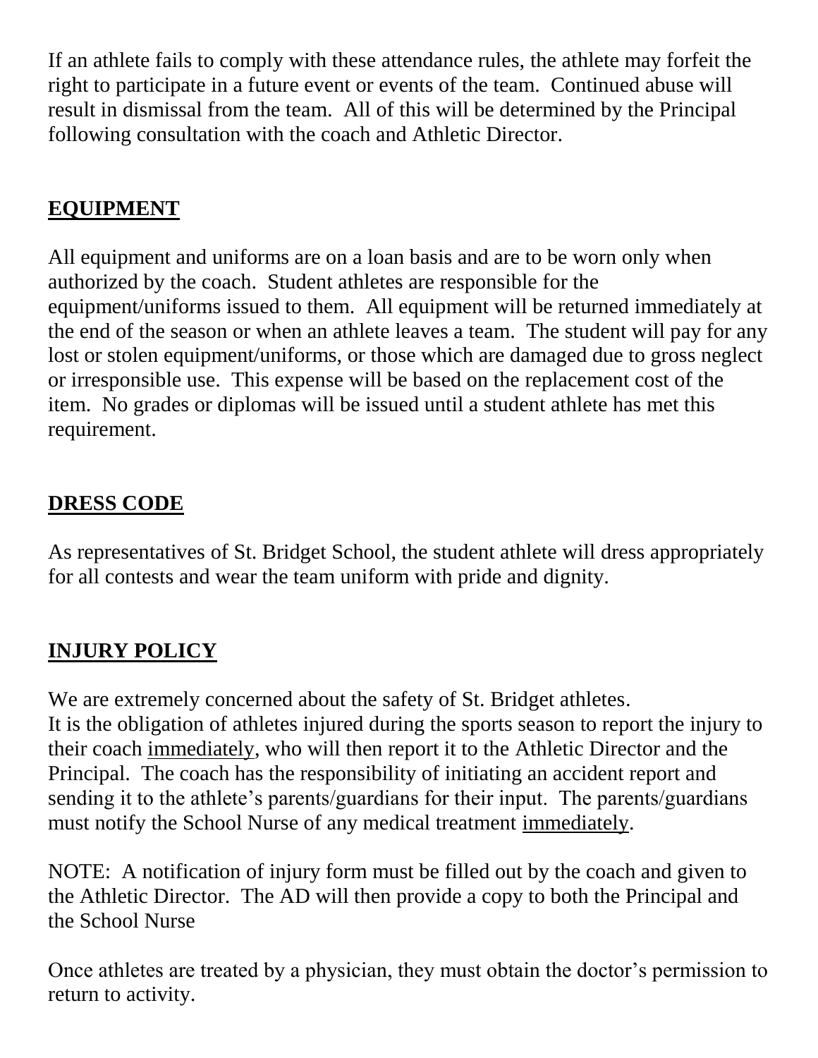If an athlete fails to comply with these attendance rules, the athlete may forfeit the right to participate in a future event or events of the team. Continued abuse will result in dismissal from the team. All of this will be determined by the Principal following consultation with the coach and Athletic Director.

## EQUIPMENT

All equipment and uniforms are on a loan basis and are to be worn only when authorized by the coach. Student athletes are responsible for the equipment/uniforms issued to them. All equipment will be returned immediately at the end of the season or when an athlete leaves a team. The student will pay for any lost or stolen equipment/uniforms, or those which are damaged due to gross neglect or irresponsible use. This expense will be based on the replacement cost of the item. No grades or diplomas will be issued until a student athlete has met this requirement.

## DRESS CODE

As representatives of St. Bridget School, the student athlete will dress appropriately for all contests and wear the team uniform with pride and dignity.

## INJURY POLICY

We are extremely concerned about the safety of St. Bridget athletes.
It is the obligation of athletes injured during the sports season to report the injury to their coach immediately, who will then report it to the Athletic Director and the Principal. The coach has the responsibility of initiating an accident report and sending it to the athlete's parents/guardians for their input. The parents/guardians must notify the School Nurse of any medical treatment immediately.

NOTE: A notification of injury form must be filled out by the coach and given to the Athletic Director. The AD will then provide a copy to both the Principal and the School Nurse

Once athletes are treated by a physician, they must obtain the doctor's permission to return to activity.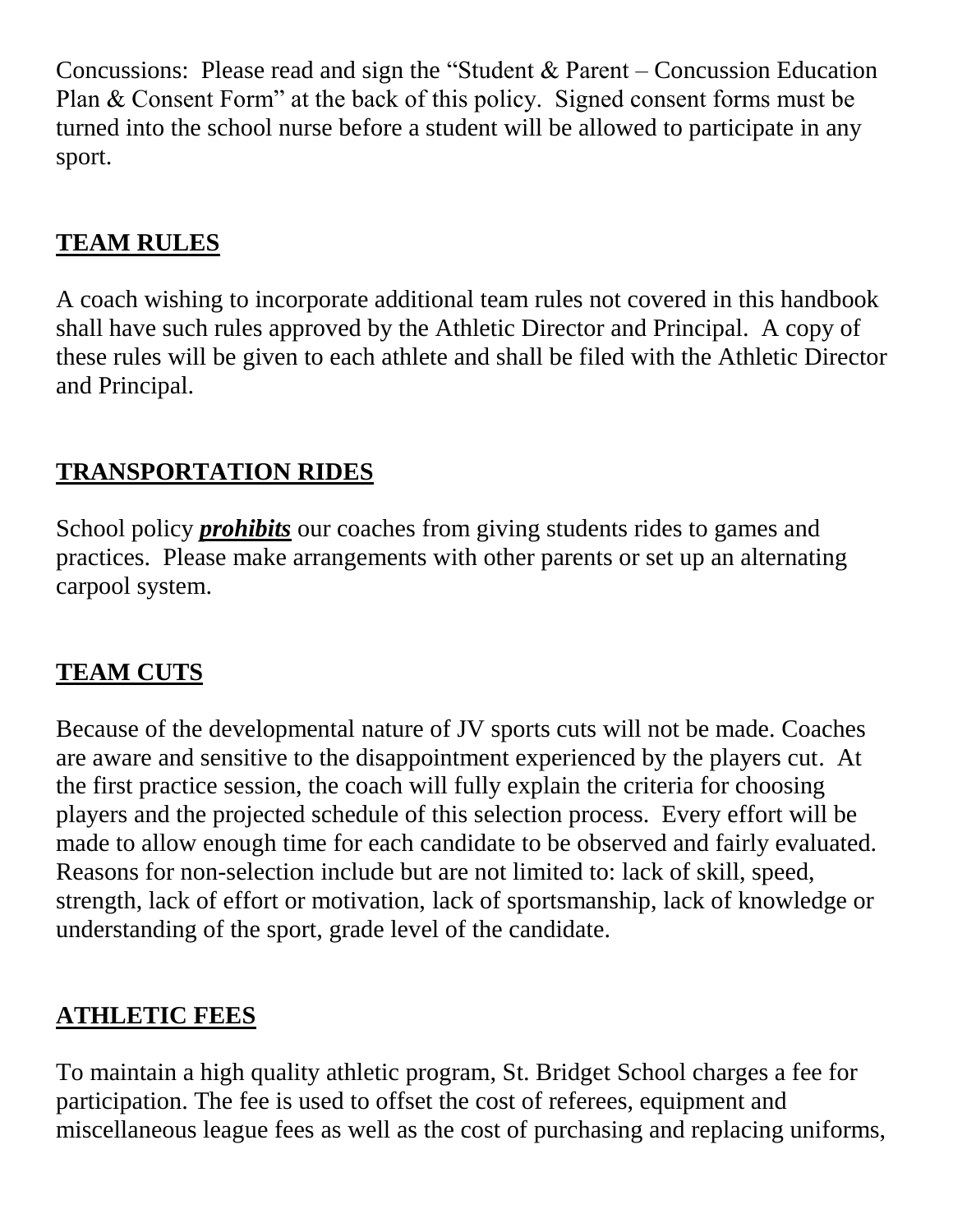Concussions: Please read and sign the "Student & Parent – Concussion Education Plan & Consent Form" at the back of this policy. Signed consent forms must be turned into the school nurse before a student will be allowed to participate in any sport.

## TEAM RULES

A coach wishing to incorporate additional team rules not covered in this handbook shall have such rules approved by the Athletic Director and Principal. A copy of these rules will be given to each athlete and shall be filed with the Athletic Director and Principal.

## TRANSPORTATION RIDES

School policy ***prohibits*** our coaches from giving students rides to games and practices. Please make arrangements with other parents or set up an alternating carpool system.

## TEAM CUTS

Because of the developmental nature of JV sports cuts will not be made. Coaches are aware and sensitive to the disappointment experienced by the players cut. At the first practice session, the coach will fully explain the criteria for choosing players and the projected schedule of this selection process. Every effort will be made to allow enough time for each candidate to be observed and fairly evaluated. Reasons for non-selection include but are not limited to: lack of skill, speed, strength, lack of effort or motivation, lack of sportsmanship, lack of knowledge or understanding of the sport, grade level of the candidate.

## ATHLETIC FEES

To maintain a high quality athletic program, St. Bridget School charges a fee for participation. The fee is used to offset the cost of referees, equipment and miscellaneous league fees as well as the cost of purchasing and replacing uniforms,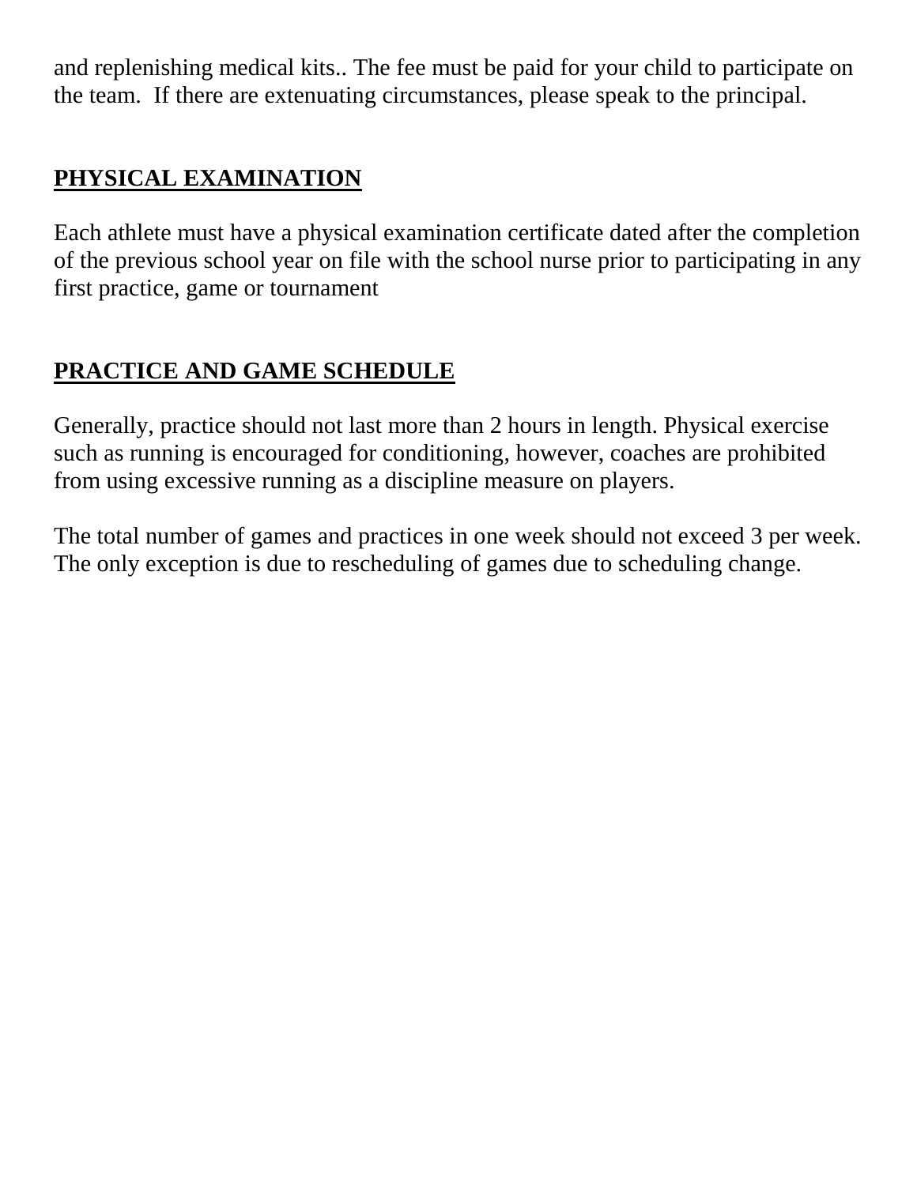and replenishing medical kits.. The fee must be paid for your child to participate on the team.  If there are extenuating circumstances, please speak to the principal.

## **PHYSICAL EXAMINATION**

Each athlete must have a physical examination certificate dated after the completion of the previous school year on file with the school nurse prior to participating in any first practice, game or tournament

## **PRACTICE AND GAME SCHEDULE**

Generally, practice should not last more than 2 hours in length. Physical exercise such as running is encouraged for conditioning, however, coaches are prohibited from using excessive running as a discipline measure on players.

The total number of games and practices in one week should not exceed 3 per week. The only exception is due to rescheduling of games due to scheduling change.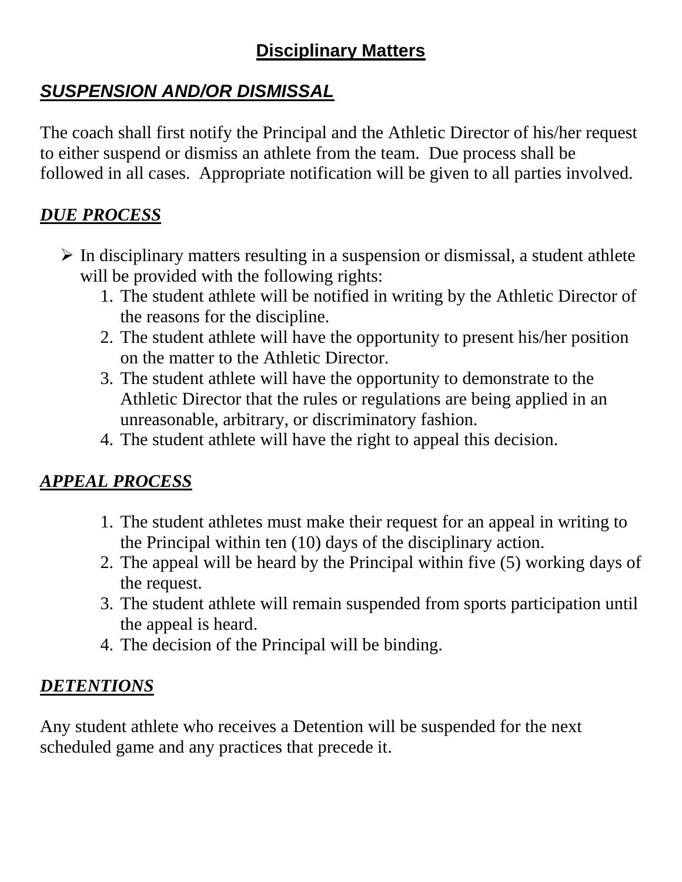## Disciplinary Matters

### *SUSPENSION AND/OR DISMISSAL*

The coach shall first notify the Principal and the Athletic Director of his/her request to either suspend or dismiss an athlete from the team. Due process shall be followed in all cases. Appropriate notification will be given to all parties involved.

### *DUE PROCESS*

- In disciplinary matters resulting in a suspension or dismissal, a student athlete will be provided with the following rights:
    1. The student athlete will be notified in writing by the Athletic Director of the reasons for the discipline.
    2. The student athlete will have the opportunity to present his/her position on the matter to the Athletic Director.
    3. The student athlete will have the opportunity to demonstrate to the Athletic Director that the rules or regulations are being applied in an unreasonable, arbitrary, or discriminatory fashion.
    4. The student athlete will have the right to appeal this decision.

### *APPEAL PROCESS*

1. The student athletes must make their request for an appeal in writing to the Principal within ten (10) days of the disciplinary action.
2. The appeal will be heard by the Principal within five (5) working days of the request.
3. The student athlete will remain suspended from sports participation until the appeal is heard.
4. The decision of the Principal will be binding.

### *DETENTIONS*

Any student athlete who receives a Detention will be suspended for the next scheduled game and any practices that precede it.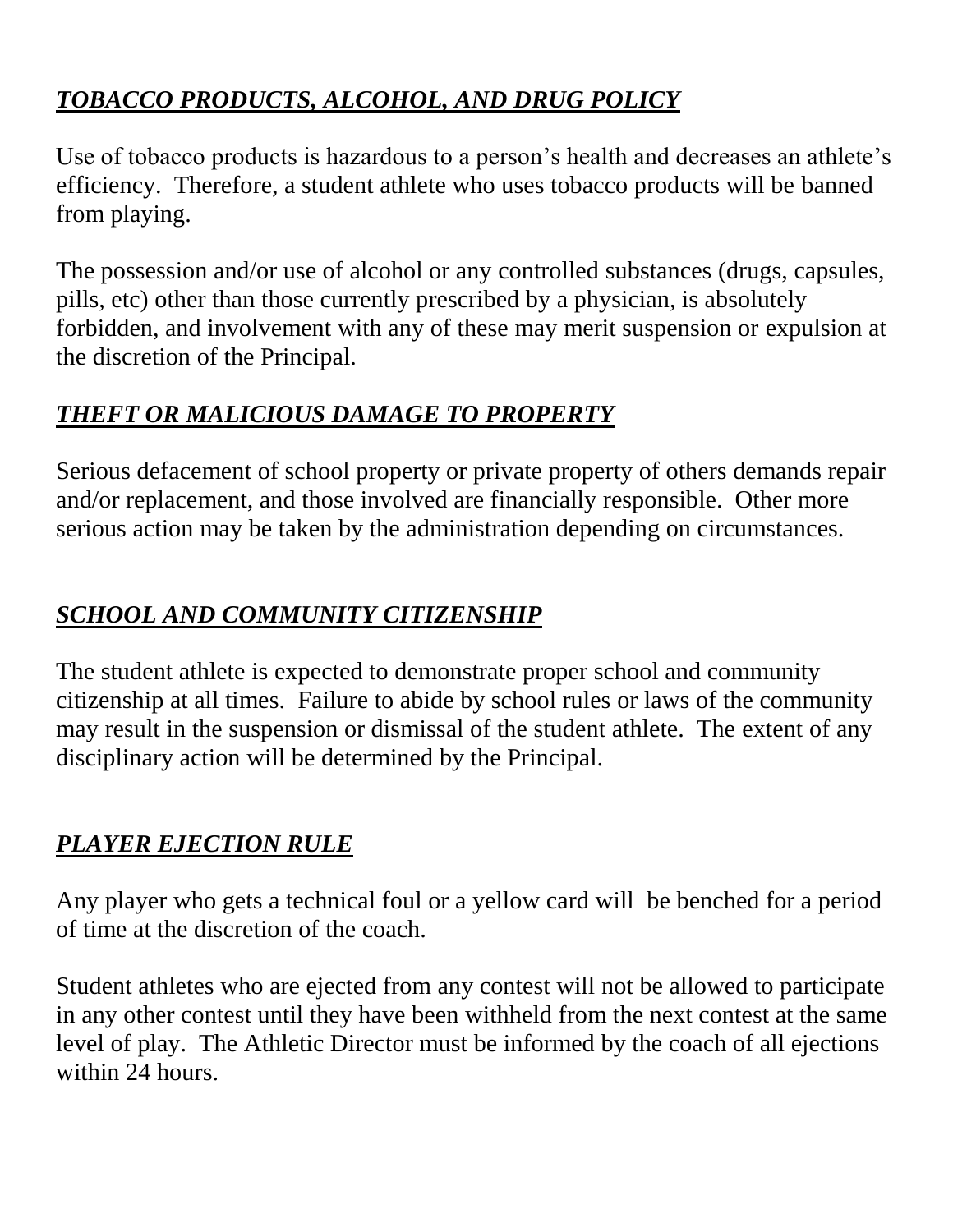## ***TOBACCO PRODUCTS, ALCOHOL, AND DRUG POLICY***

Use of tobacco products is hazardous to a person's health and decreases an athlete's efficiency. Therefore, a student athlete who uses tobacco products will be banned from playing.

The possession and/or use of alcohol or any controlled substances (drugs, capsules, pills, etc) other than those currently prescribed by a physician, is absolutely forbidden, and involvement with any of these may merit suspension or expulsion at the discretion of the Principal.

## ***THEFT OR MALICIOUS DAMAGE TO PROPERTY***

Serious defacement of school property or private property of others demands repair and/or replacement, and those involved are financially responsible. Other more serious action may be taken by the administration depending on circumstances.

## ***SCHOOL AND COMMUNITY CITIZENSHIP***

The student athlete is expected to demonstrate proper school and community citizenship at all times. Failure to abide by school rules or laws of the community may result in the suspension or dismissal of the student athlete. The extent of any disciplinary action will be determined by the Principal.

## ***PLAYER EJECTION RULE***

Any player who gets a technical foul or a yellow card will be benched for a period of time at the discretion of the coach.

Student athletes who are ejected from any contest will not be allowed to participate in any other contest until they have been withheld from the next contest at the same level of play. The Athletic Director must be informed by the coach of all ejections within 24 hours.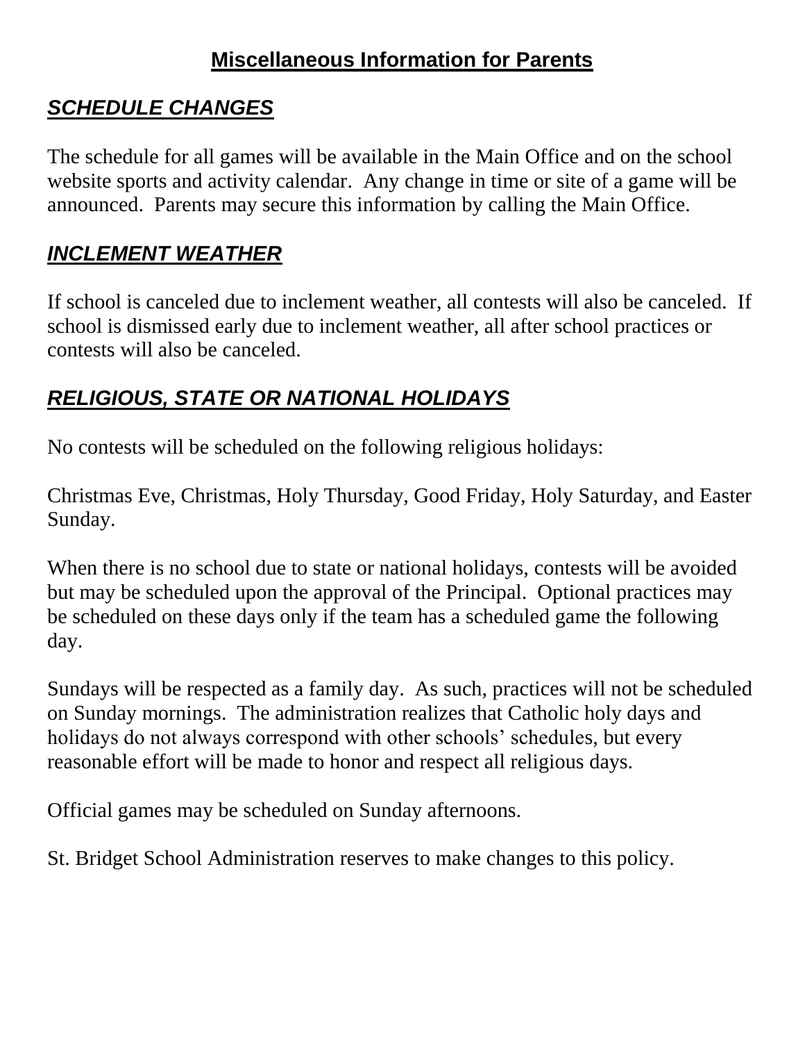# Miscellaneous Information for Parents

## ***SCHEDULE CHANGES***

The schedule for all games will be available in the Main Office and on the school website sports and activity calendar. Any change in time or site of a game will be announced. Parents may secure this information by calling the Main Office.

## ***INCLEMENT WEATHER***

If school is canceled due to inclement weather, all contests will also be canceled. If school is dismissed early due to inclement weather, all after school practices or contests will also be canceled.

## ***RELIGIOUS, STATE OR NATIONAL HOLIDAYS***

No contests will be scheduled on the following religious holidays:

Christmas Eve, Christmas, Holy Thursday, Good Friday, Holy Saturday, and Easter Sunday.

When there is no school due to state or national holidays, contests will be avoided but may be scheduled upon the approval of the Principal. Optional practices may be scheduled on these days only if the team has a scheduled game the following day.

Sundays will be respected as a family day. As such, practices will not be scheduled on Sunday mornings. The administration realizes that Catholic holy days and holidays do not always correspond with other schools' schedules, but every reasonable effort will be made to honor and respect all religious days.

Official games may be scheduled on Sunday afternoons.

St. Bridget School Administration reserves to make changes to this policy.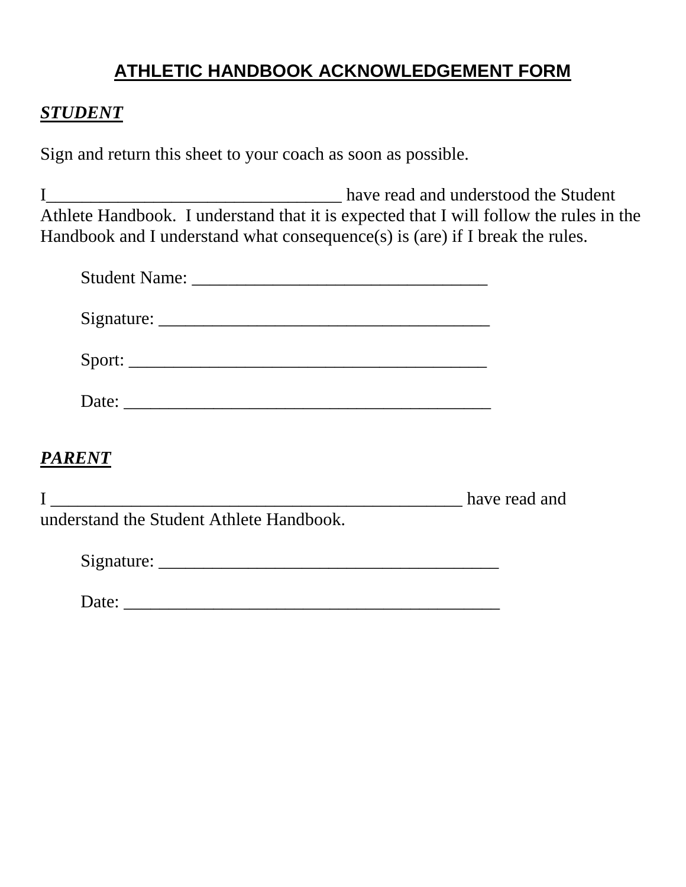# ATHLETIC HANDBOOK ACKNOWLEDGEMENT FORM

***STUDENT***

Sign and return this sheet to your coach as soon as possible.

I__________________________________ have read and understood the Student Athlete Handbook. I understand that it is expected that I will follow the rules in the Handbook and I understand what consequence(s) is (are) if I break the rules.

Student Name: __________________________________

Signature: ______________________________________

Sport: _________________________________________

Date: __________________________________________

***PARENT***

I _______________________________________________ have read and understand the Student Athlete Handbook.

Signature: _______________________________________

Date: ___________________________________________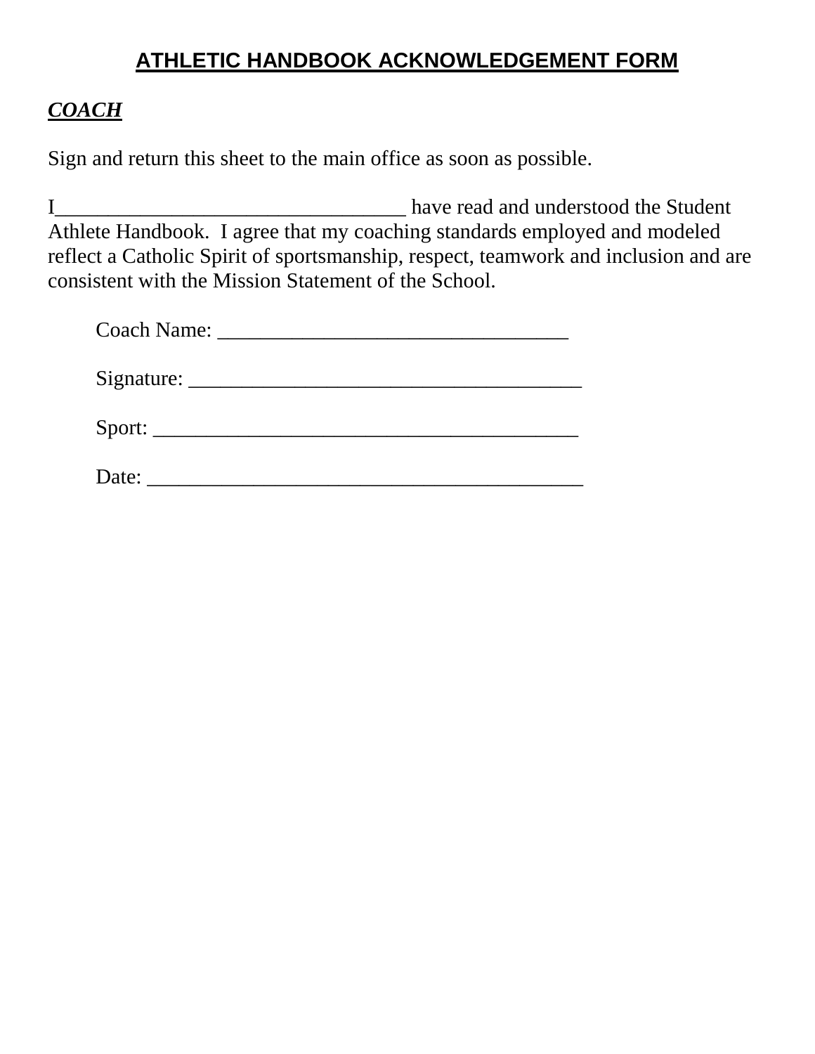# ATHLETIC HANDBOOK ACKNOWLEDGEMENT FORM

***COACH***

Sign and return this sheet to the main office as soon as possible.

I_________________________________ have read and understood the Student Athlete Handbook. I agree that my coaching standards employed and modeled reflect a Catholic Spirit of sportsmanship, respect, teamwork and inclusion and are consistent with the Mission Statement of the School.

Coach Name: _________________________________

Signature: _____________________________________

Sport: ________________________________________

Date: _________________________________________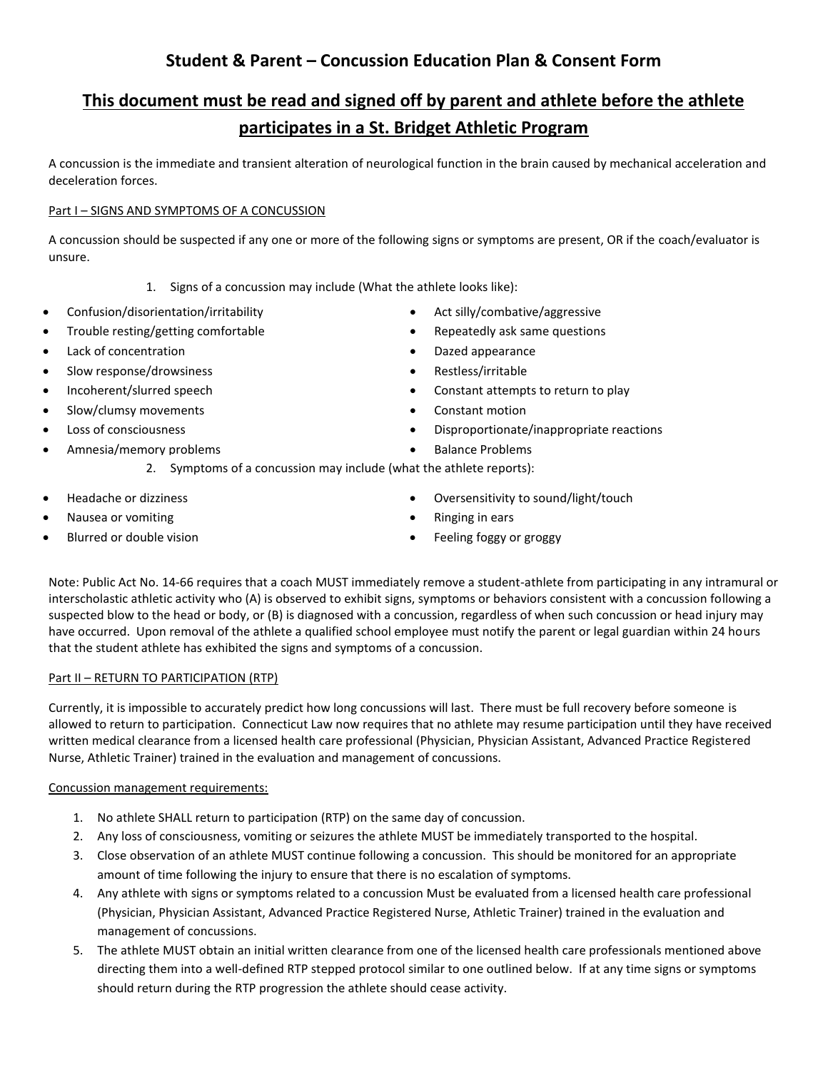# Student & Parent – Concussion Education Plan & Consent Form

## This document must be read and signed off by parent and athlete before the athlete participates in a St. Bridget Athletic Program

A concussion is the immediate and transient alteration of neurological function in the brain caused by mechanical acceleration and deceleration forces.

### Part I – SIGNS AND SYMPTOMS OF A CONCUSSION

A concussion should be suspected if any one or more of the following signs or symptoms are present, OR if the coach/evaluator is unsure.

1. Signs of a concussion may include (What the athlete looks like):

- Confusion/disorientation/irritability
- Trouble resting/getting comfortable
- Lack of concentration
- Slow response/drowsiness
- Incoherent/slurred speech
- Slow/clumsy movements
- Loss of consciousness
- Amnesia/memory problems
- Act silly/combative/aggressive
- Repeatedly ask same questions
- Dazed appearance
- Restless/irritable
- Constant attempts to return to play
- Constant motion
- Disproportionate/inappropriate reactions
- Balance Problems

2. Symptoms of a concussion may include (what the athlete reports):

- Headache or dizziness
- Nausea or vomiting
- Blurred or double vision
- Oversensitivity to sound/light/touch
- Ringing in ears
- Feeling foggy or groggy

Note: Public Act No. 14-66 requires that a coach MUST immediately remove a student-athlete from participating in any intramural or interscholastic athletic activity who (A) is observed to exhibit signs, symptoms or behaviors consistent with a concussion following a suspected blow to the head or body, or (B) is diagnosed with a concussion, regardless of when such concussion or head injury may have occurred. Upon removal of the athlete a qualified school employee must notify the parent or legal guardian within 24 hours that the student athlete has exhibited the signs and symptoms of a concussion.

### Part II – RETURN TO PARTICIPATION (RTP)

Currently, it is impossible to accurately predict how long concussions will last. There must be full recovery before someone is allowed to return to participation. Connecticut Law now requires that no athlete may resume participation until they have received written medical clearance from a licensed health care professional (Physician, Physician Assistant, Advanced Practice Registered Nurse, Athletic Trainer) trained in the evaluation and management of concussions.

Concussion management requirements:

1. No athlete SHALL return to participation (RTP) on the same day of concussion.
2. Any loss of consciousness, vomiting or seizures the athlete MUST be immediately transported to the hospital.
3. Close observation of an athlete MUST continue following a concussion. This should be monitored for an appropriate amount of time following the injury to ensure that there is no escalation of symptoms.
4. Any athlete with signs or symptoms related to a concussion Must be evaluated from a licensed health care professional (Physician, Physician Assistant, Advanced Practice Registered Nurse, Athletic Trainer) trained in the evaluation and management of concussions.
5. The athlete MUST obtain an initial written clearance from one of the licensed health care professionals mentioned above directing them into a well-defined RTP stepped protocol similar to one outlined below. If at any time signs or symptoms should return during the RTP progression the athlete should cease activity.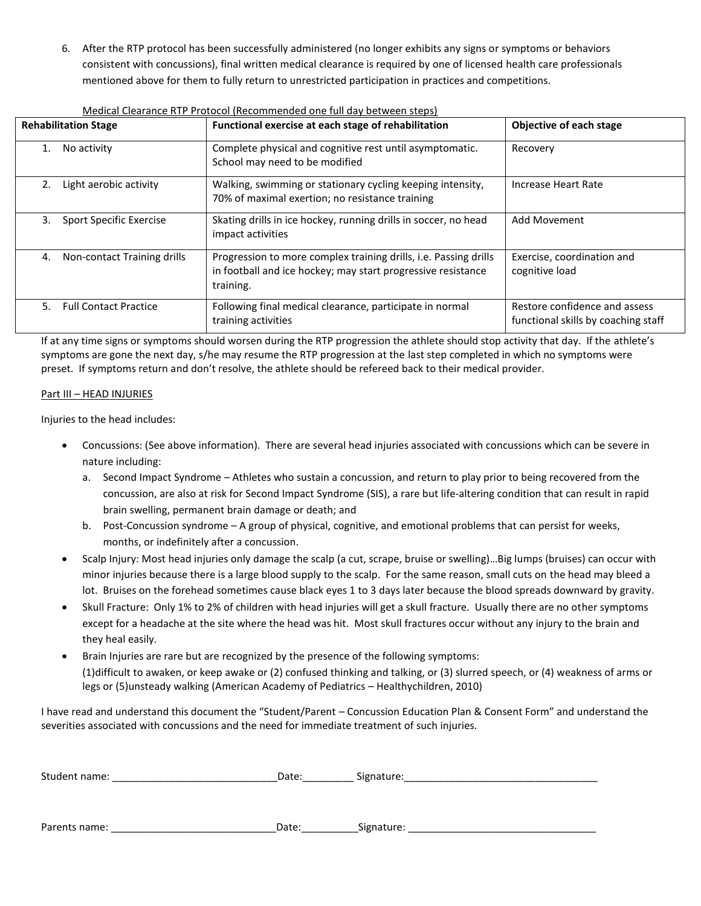6. After the RTP protocol has been successfully administered (no longer exhibits any signs or symptoms or behaviors consistent with concussions), final written medical clearance is required by one of licensed health care professionals mentioned above for them to fully return to unrestricted participation in practices and competitions.

Medical Clearance RTP Protocol (Recommended one full day between steps)

| Rehabilitation Stage | Functional exercise at each stage of rehabilitation | Objective of each stage |
|---|---|---|
| 1. No activity | Complete physical and cognitive rest until asymptomatic. School may need to be modified | Recovery |
| 2. Light aerobic activity | Walking, swimming or stationary cycling keeping intensity, 70% of maximal exertion; no resistance training | Increase Heart Rate |
| 3. Sport Specific Exercise | Skating drills in ice hockey, running drills in soccer, no head impact activities | Add Movement |
| 4. Non-contact Training drills | Progression to more complex training drills, i.e. Passing drills in football and ice hockey; may start progressive resistance training. | Exercise, coordination and cognitive load |
| 5. Full Contact Practice | Following final medical clearance, participate in normal training activities | Restore confidence and assess functional skills by coaching staff |

If at any time signs or symptoms should worsen during the RTP progression the athlete should stop activity that day. If the athlete's symptoms are gone the next day, s/he may resume the RTP progression at the last step completed in which no symptoms were preset. If symptoms return and don't resolve, the athlete should be refereed back to their medical provider.

Part III – HEAD INJURIES

Injuries to the head includes:

- Concussions: (See above information). There are several head injuries associated with concussions which can be severe in nature including:
  a. Second Impact Syndrome – Athletes who sustain a concussion, and return to play prior to being recovered from the concussion, are also at risk for Second Impact Syndrome (SIS), a rare but life-altering condition that can result in rapid brain swelling, permanent brain damage or death; and
  b. Post-Concussion syndrome – A group of physical, cognitive, and emotional problems that can persist for weeks, months, or indefinitely after a concussion.
- Scalp Injury: Most head injuries only damage the scalp (a cut, scrape, bruise or swelling)…Big lumps (bruises) can occur with minor injuries because there is a large blood supply to the scalp. For the same reason, small cuts on the head may bleed a lot. Bruises on the forehead sometimes cause black eyes 1 to 3 days later because the blood spreads downward by gravity.
- Skull Fracture: Only 1% to 2% of children with head injuries will get a skull fracture. Usually there are no other symptoms except for a headache at the site where the head was hit. Most skull fractures occur without any injury to the brain and they heal easily.
- Brain Injuries are rare but are recognized by the presence of the following symptoms:
  (1)difficult to awaken, or keep awake or (2) confused thinking and talking, or (3) slurred speech, or (4) weakness of arms or legs or (5)unsteady walking (American Academy of Pediatrics – Healthychildren, 2010)

I have read and understand this document the "Student/Parent – Concussion Education Plan & Consent Form" and understand the severities associated with concussions and the need for immediate treatment of such injuries.

Student name: _____________________________Date:_________ Signature:___________________________________

Parents name: _____________________________Date:__________Signature: __________________________________